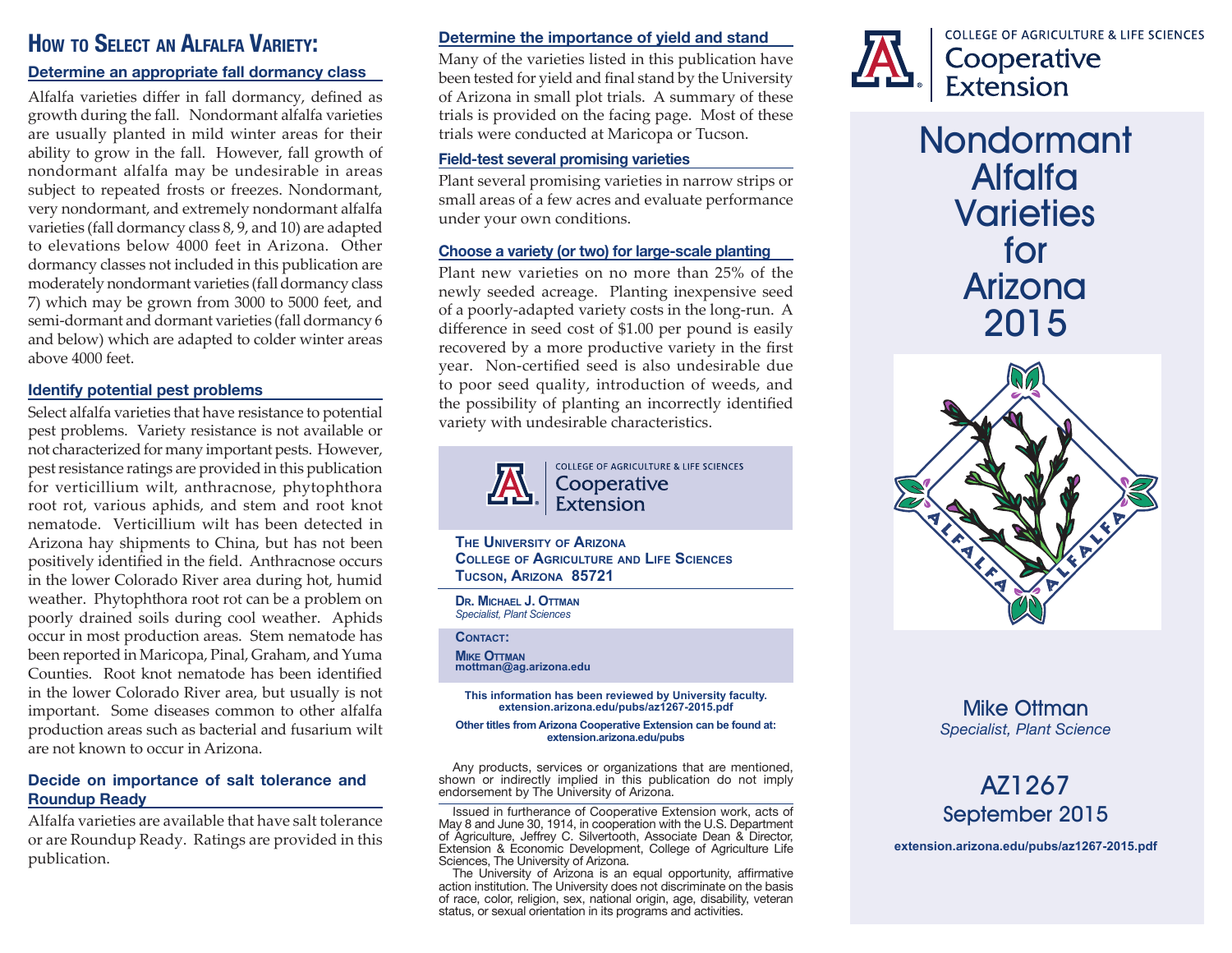# How to Select an Alfalfa Variety:

## Determine an appropriate fall dormancy class

Alfalfa varieties differ in fall dormancy, defined as growth during the fall. Nondormant alfalfa varieties are usually planted in mild winter areas for their ability to grow in the fall. However, fall growth of nondormant alfalfa may be undesirable in areas subject to repeated frosts or freezes. Nondormant, very nondormant, and extremely nondormant alfalfa varieties (fall dormancy class 8, 9, and 10) are adapted to elevations below 4000 feet in Arizona. Other dormancy classes not included in this publication are moderately nondormant varieties (fall dormancy class 7) which may be grown from 3000 to 5000 feet, and semi-dormant and dormant varieties (fall dormancy 6 and below) which are adapted to colder winter areas above 4000 feet.

## Identify potential pest problems

Select alfalfa varieties that have resistance to potential pest problems. Variety resistance is not available or not characterized for many important pests. However, pest resistance ratings are provided in this publication for verticillium wilt, anthracnose, phytophthora root rot, various aphids, and stem and root knot nematode. Verticillium wilt has been detected in Arizona hay shipments to China, but has not been positively identified in the field. Anthracnose occurs in the lower Colorado River area during hot, humid weather. Phytophthora root rot can be a problem on poorly drained soils during cool weather. Aphids occur in most production areas. Stem nematode has been reported in Maricopa, Pinal, Graham, and Yuma Counties. Root knot nematode has been identified in the lower Colorado River area, but usually is not important. Some diseases common to other alfalfa production areas such as bacterial and fusarium wilt are not known to occur in Arizona.

## Decide on importance of salt tolerance and Roundup Ready

Alfalfa varieties are available that have salt tolerance or are Roundup Ready. Ratings are provided in this publication.

## Determine the importance of yield and stand

Many of the varieties listed in this publication have been tested for yield and final stand by the University of Arizona in small plot trials. A summary of these trials is provided on the facing page. Most of these trials were conducted at Maricopa or Tucson.

## Field-test several promising varieties

Plant several promising varieties in narrow strips or small areas of a few acres and evaluate performance under your own conditions.

## Choose a variety (or two) for large-scale planting

Plant new varieties on no more than 25% of the newly seeded acreage. Planting inexpensive seed of a poorly-adapted variety costs in the long-run. A difference in seed cost of $1.00 per pound is easily recovered by a more productive variety in the first year. Non-certified seed is also undesirable due to poor seed quality, introduction of weeds, and the possibility of planting an incorrectly identified variety with undesirable characteristics.

College of Agriculture & Life Sciences
Cooperative Extension

**The University of Arizona**
**College of Agriculture and Life Sciences**
**Tucson, Arizona 85721**

**Dr. Michael J. Ottman**
*Specialist, Plant Sciences*

**Contact:**
**Mike Ottman**
**mottman@ag.arizona.edu**

**This information has been reviewed by University faculty.**
**extension.arizona.edu/pubs/az1267-2015.pdf**

**Other titles from Arizona Cooperative Extension can be found at:**
**extension.arizona.edu/pubs**

Any products, services or organizations that are mentioned, shown or indirectly implied in this publication do not imply endorsement by The University of Arizona.

Issued in furtherance of Cooperative Extension work, acts of May 8 and June 30, 1914, in cooperation with the U.S. Department of Agriculture, Jeffrey C. Silvertooth, Associate Dean & Director, Extension & Economic Development, College of Agriculture Life Sciences, The University of Arizona.

The University of Arizona is an equal opportunity, affirmative action institution. The University does not discriminate on the basis of race, color, religion, sex, national origin, age, disability, veteran status, or sexual orientation in its programs and activities.

College of Agriculture & Life Sciences
Cooperative Extension

# Nondormant Alfalfa Varieties for Arizona 2015

Mike Ottman
*Specialist, Plant Science*

AZ1267
September 2015

**extension.arizona.edu/pubs/az1267-2015.pdf**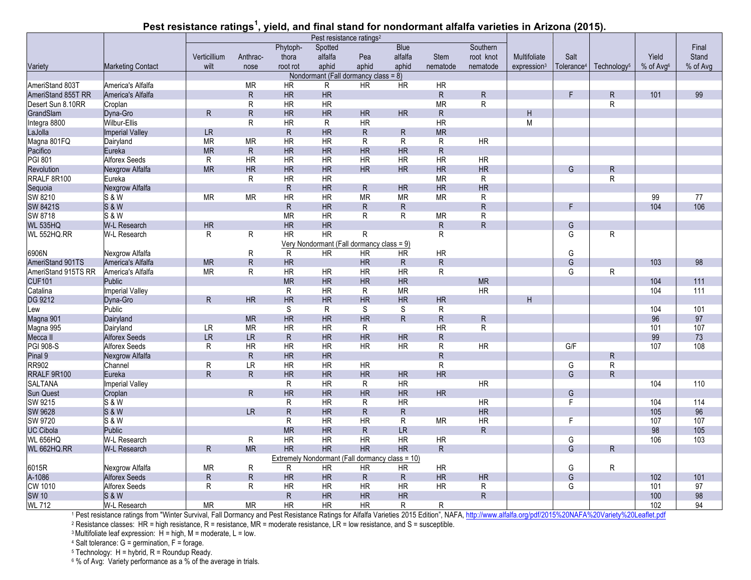## Pest resistance ratings[1], yield, and final stand for nondormant alfalfa varieties in Arizona (2015).

| Variety | Marketing Contact | Verticillium wilt | Anthrac-nose | Phytoph-thora root rot | Spotted alfalfa aphid | Pea aphid | Blue alfalfa aphid | Stem nematode | Southern root knot nematode | Multifoliate expression[3] | Salt Tolerance[4] | Technology[5] | Yield % of Avg[6] | Final Stand % of Avg |
|---|---|---|---|---|---|---|---|---|---|---|---|---|---|---|
| | | Pest resistance ratings[2] | | | | | | | | | | | | |
| | | Nondormant (Fall dormancy class = 8) | | | | | | | | | | | | |
| AmeriStand 803T | America's Alfalfa | | MR | HR | R | HR | HR | HR | | | | | | |
| AmeriStand 855T RR | America's Alfalfa | | R | HR | HR | | | R | R | | F | R | 101 | 99 |
| Desert Sun 8.10RR | Croplan | | R | HR | HR | | | MR | R | | | R | | |
| GrandSlam | Dyna-Gro | R | R | HR | HR | HR | HR | R | | H | | | | |
| Integra 8800 | Wilbur-Ellis | | R | HR | R | HR | | HR | | M | | | | |
| LaJolla | Imperial Valley | LR | | R | HR | R | R | MR | | | | | | |
| Magna 801FQ | Dairyland | MR | MR | HR | HR | R | R | R | HR | | | | | |
| Pacifico | Eureka | MR | R | HR | HR | HR | HR | R | | | | | | |
| PGI 801 | Alforex Seeds | R | HR | HR | HR | HR | HR | HR | HR | | | | | |
| Revolution | Nexgrow Alfalfa | MR | HR | HR | HR | HR | HR | HR | HR | | G | R | | |
| RRALF 8R100 | Eureka | | R | HR | HR | | | MR | R | | | R | | |
| Sequoia | Nexgrow Alfalfa | | | R | HR | R | HR | HR | HR | | | | | |
| SW 8210 | S & W | MR | MR | HR | HR | MR | MR | MR | R | | | | 99 | 77 |
| SW 8421S | S & W | | | R | HR | R | R | | R | | F | | 104 | 106 |
| SW 8718 | S & W | | | MR | HR | R | R | MR | R | | | | | |
| WL 535HQ | W-L Research | HR | | HR | HR | | | R | R | | G | | | |
| WL 552HQ.RR | W-L Research | R | R | HR | HR | R | | R | | | G | R | | |
| | | Very Nondormant (Fall dormancy class = 9) | | | | | | | | | | | | |
| 6906N | Nexgrow Alfalfa | | R | R | HR | HR | HR | HR | | | G | | | |
| AmeriStand 901TS | America's Alfalfa | MR | R | HR | | HR | R | R | | | G | | 103 | 98 |
| AmeriStand 915TS RR | America's Alfalfa | MR | R | HR | HR | HR | HR | R | | | G | R | | |
| CUF101 | Public | | | MR | HR | HR | HR | | MR | | | | 104 | 111 |
| Catalina | Imperial Valley | | | R | HR | R | MR | | HR | | | | 104 | 111 |
| DG 9212 | Dyna-Gro | R | HR | HR | HR | HR | HR | HR | | H | | | | |
| Lew | Public | | | S | R | S | S | R | | | | | 104 | 101 |
| Magna 901 | Dairyland | | MR | HR | HR | HR | R | R | R | | | | 96 | 97 |
| Magna 995 | Dairyland | LR | MR | HR | HR | R | | HR | R | | | | 101 | 107 |
| Mecca II | Alforex Seeds | LR | LR | R | HR | HR | HR | R | | | | | 99 | 73 |
| PGI 908-S | Alforex Seeds | R | HR | HR | HR | HR | HR | R | HR | | G/F | | 107 | 108 |
| Pinal 9 | Nexgrow Alfalfa | | R | HR | HR | | | R | | | | R | | |
| RR902 | Channel | R | LR | HR | HR | HR | | R | | | G | R | | |
| RRALF 9R100 | Eureka | R | R | HR | HR | HR | HR | HR | | | G | R | | |
| SALTANA | Imperial Valley | | | R | HR | R | HR | | HR | | | | 104 | 110 |
| Sun Quest | Croplan | | R | HR | HR | HR | HR | HR | | | G | | | |
| SW 9215 | S & W | | | R | HR | R | HR | | HR | | F | | 104 | 114 |
| SW 9628 | S & W | | LR | R | HR | R | R | | HR | | | | 105 | 96 |
| SW 9720 | S & W | | | R | HR | HR | R | MR | HR | | F | | 107 | 107 |
| UC Cibola | Public | | | MR | HR | R | LR | | R | | | | 98 | 105 |
| WL 656HQ | W-L Research | | R | HR | HR | HR | HR | HR | | | G | | 106 | 103 |
| WL 662HQ.RR | W-L Research | R | MR | HR | HR | HR | HR | R | | | G | R | | |
| | | Extremely Nondormant (Fall dormancy class = 10) | | | | | | | | | | | | |
| 6015R | Nexgrow Alfalfa | MR | R | R | HR | HR | HR | HR | | | G | R | | |
| A-1086 | Alforex Seeds | R | R | HR | HR | R | R | HR | HR | | G | | 102 | 101 |
| CW 1010 | Alforex Seeds | R | R | HR | HR | HR | HR | HR | R | | G | | 101 | 97 |
| SW 10 | S & W | | | R | HR | HR | HR | | R | | | | 100 | 98 |
| WL 712 | W-L Research | MR | MR | HR | HR | HR | R | R | | | | | 102 | 94 |

[1] Pest resistance ratings from "Winter Survival, Fall Dormancy and Pest Resistance Ratings for Alfalfa Varieties 2015 Edition", NAFA, http://www.alfalfa.org/pdf/2015%20NAFA%20Variety%20Leaflet.pdf

[2] Resistance classes: HR = high resistance, R = resistance, MR = moderate resistance, LR = low resistance, and S = susceptible.

[3] Multifoliate leaf expression: H = high, M = moderate, L = low.

[4] Salt tolerance: G = germination, F = forage.

[5] Technology: H = hybrid, R = Roundup Ready.

[6] % of Avg: Variety performance as a % of the average in trials.